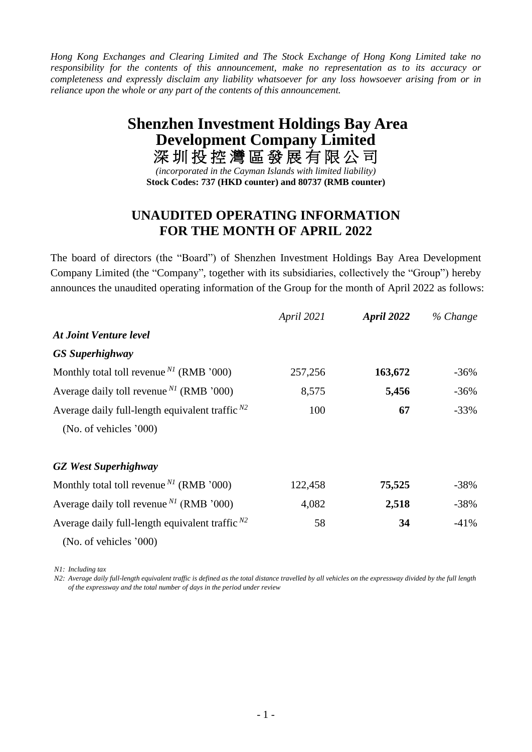*Hong Kong Exchanges and Clearing Limited and The Stock Exchange of Hong Kong Limited take no responsibility for the contents of this announcement, make no representation as to its accuracy or completeness and expressly disclaim any liability whatsoever for any loss howsoever arising from or in reliance upon the whole or any part of the contents of this announcement.*

# Shenzhen Investment Holdings Bay Area Development Company Limited
# 深圳投控灣區發展有限公司

*(incorporated in the Cayman Islands with limited liability)*
**Stock Codes: 737 (HKD counter) and 80737 (RMB counter)**

## UNAUDITED OPERATING INFORMATION FOR THE MONTH OF APRIL 2022

The board of directors (the "Board") of Shenzhen Investment Holdings Bay Area Development Company Limited (the "Company", together with its subsidiaries, collectively the "Group") hereby announces the unaudited operating information of the Group for the month of April 2022 as follows:

| | *April 2021* | ***April 2022*** | *% Change* |
|---|---|---|---|
| ***At Joint Venture level*** | | | |
| ***GS Superhighway*** | | | |
| Monthly total toll revenue [N1] (RMB '000) | 257,256 | **163,672** | -36% |
| Average daily toll revenue [N1] (RMB '000) | 8,575 | **5,456** | -36% |
| Average daily full-length equivalent traffic [N2] (No. of vehicles '000) | 100 | **67** | -33% |
| ***GZ West Superhighway*** | | | |
| Monthly total toll revenue [N1] (RMB '000) | 122,458 | **75,525** | -38% |
| Average daily toll revenue [N1] (RMB '000) | 4,082 | **2,518** | -38% |
| Average daily full-length equivalent traffic [N2] (No. of vehicles '000) | 58 | **34** | -41% |

*N1: Including tax*

*N2: Average daily full-length equivalent traffic is defined as the total distance travelled by all vehicles on the expressway divided by the full length of the expressway and the total number of days in the period under review*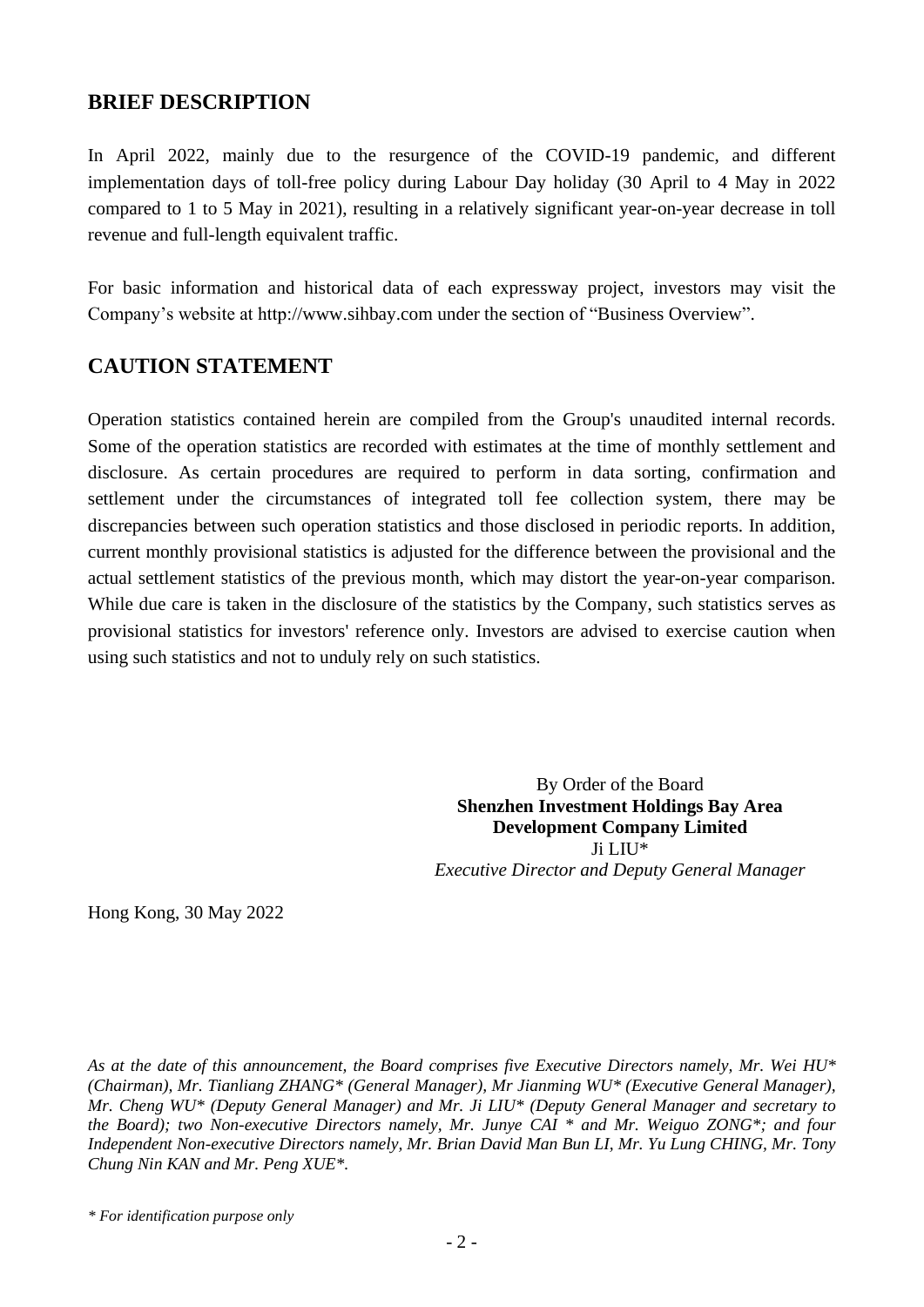## BRIEF DESCRIPTION

In April 2022, mainly due to the resurgence of the COVID-19 pandemic, and different implementation days of toll-free policy during Labour Day holiday (30 April to 4 May in 2022 compared to 1 to 5 May in 2021), resulting in a relatively significant year-on-year decrease in toll revenue and full-length equivalent traffic.

For basic information and historical data of each expressway project, investors may visit the Company's website at http://www.sihbay.com under the section of "Business Overview".

## CAUTION STATEMENT

Operation statistics contained herein are compiled from the Group's unaudited internal records. Some of the operation statistics are recorded with estimates at the time of monthly settlement and disclosure. As certain procedures are required to perform in data sorting, confirmation and settlement under the circumstances of integrated toll fee collection system, there may be discrepancies between such operation statistics and those disclosed in periodic reports. In addition, current monthly provisional statistics is adjusted for the difference between the provisional and the actual settlement statistics of the previous month, which may distort the year-on-year comparison. While due care is taken in the disclosure of the statistics by the Company, such statistics serves as provisional statistics for investors' reference only. Investors are advised to exercise caution when using such statistics and not to unduly rely on such statistics.

By Order of the Board
**Shenzhen Investment Holdings Bay Area Development Company Limited**
Ji LIU*
*Executive Director and Deputy General Manager*

Hong Kong, 30 May 2022

*As at the date of this announcement, the Board comprises five Executive Directors namely, Mr. Wei HU* (Chairman), Mr. Tianliang ZHANG* (General Manager), Mr Jianming WU* (Executive General Manager), Mr. Cheng WU* (Deputy General Manager) and Mr. Ji LIU* (Deputy General Manager and secretary to the Board); two Non-executive Directors namely, Mr. Junye CAI * and Mr. Weiguo ZONG*; and four Independent Non-executive Directors namely, Mr. Brian David Man Bun LI, Mr. Yu Lung CHING, Mr. Tony Chung Nin KAN and Mr. Peng XUE*.*

*\* For identification purpose only*